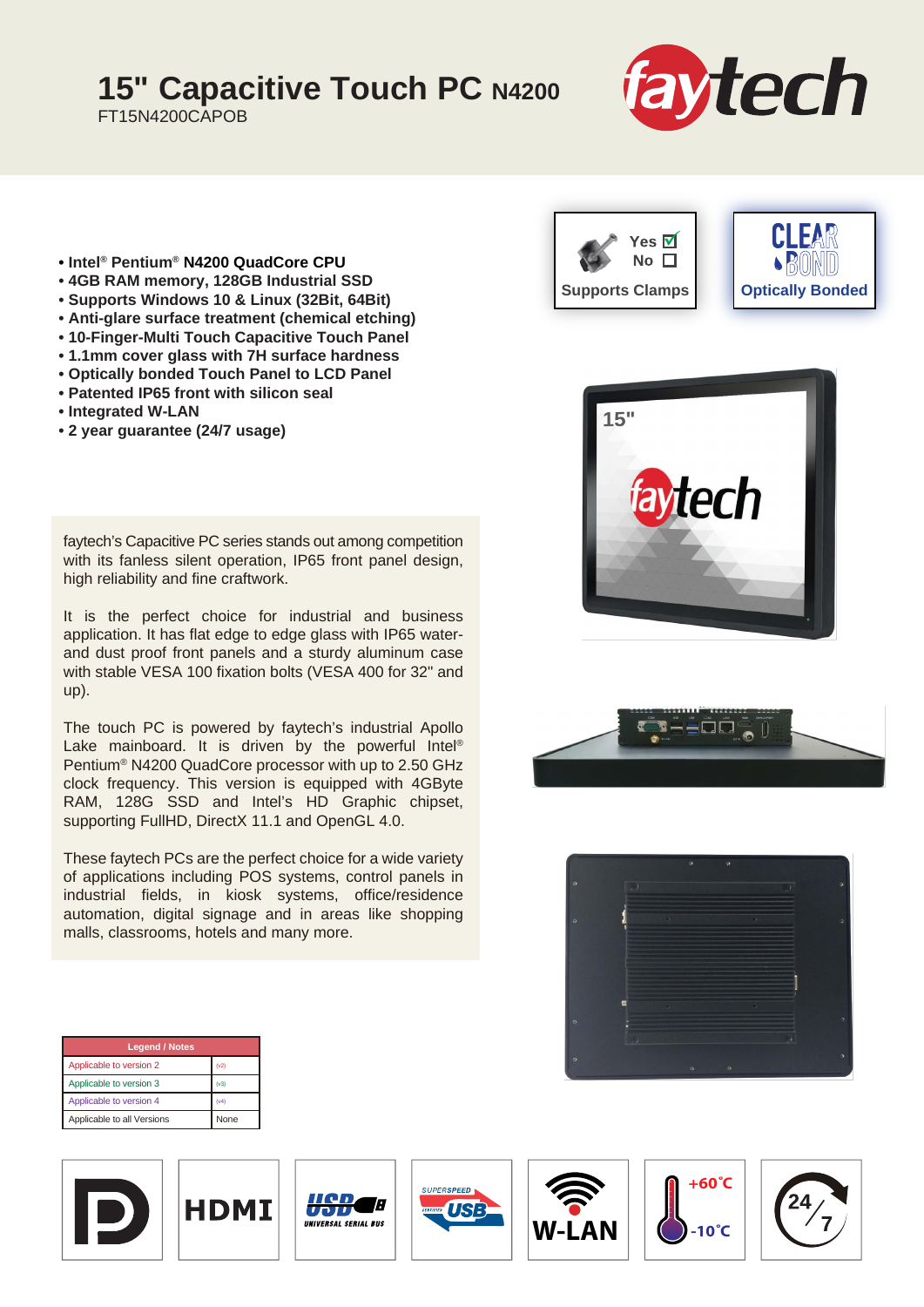# 15" Capacitive Touch PC N4200

FT15N4200CAPOB

- Intel® Pentium® N4200 QuadCore CPU
- 4GB RAM memory, 128GB Industrial SSD
- Supports Windows 10 & Linux (32Bit, 64Bit)
- Anti-glare surface treatment (chemical etching)
- 10-Finger-Multi Touch Capacitive Touch Panel
- 1.1mm cover glass with 7H surface hardness
- Optically bonded Touch Panel to LCD Panel
- Patented IP65 front with silicon seal
- Integrated W-LAN
- 2 year guarantee (24/7 usage)

Supports Clamps: Yes ☑ No ☐

Optically Bonded

faytech's Capacitive PC series stands out among competition with its fanless silent operation, IP65 front panel design, high reliability and fine craftwork.

It is the perfect choice for industrial and business application. It has flat edge to edge glass with IP65 water- and dust proof front panels and a sturdy aluminum case with stable VESA 100 fixation bolts (VESA 400 for 32" and up).

The touch PC is powered by faytech's industrial Apollo Lake mainboard. It is driven by the powerful Intel® Pentium® N4200 QuadCore processor with up to 2.50 GHz clock frequency. This version is equipped with 4GByte RAM, 128G SSD and Intel's HD Graphic chipset, supporting FullHD, DirectX 11.1 and OpenGL 4.0.

These faytech PCs are the perfect choice for a wide variety of applications including POS systems, control panels in industrial fields, in kiosk systems, office/residence automation, digital signage and in areas like shopping malls, classrooms, hotels and many more.

| Legend / Notes | |
|---|---|
| Applicable to version 2 | (v2) |
| Applicable to version 3 | (v3) |
| Applicable to version 4 | (v4) |
| Applicable to all Versions | None |

HDMI | USB | SuperSpeed USB | W-LAN | +60°C / -10°C | 24/7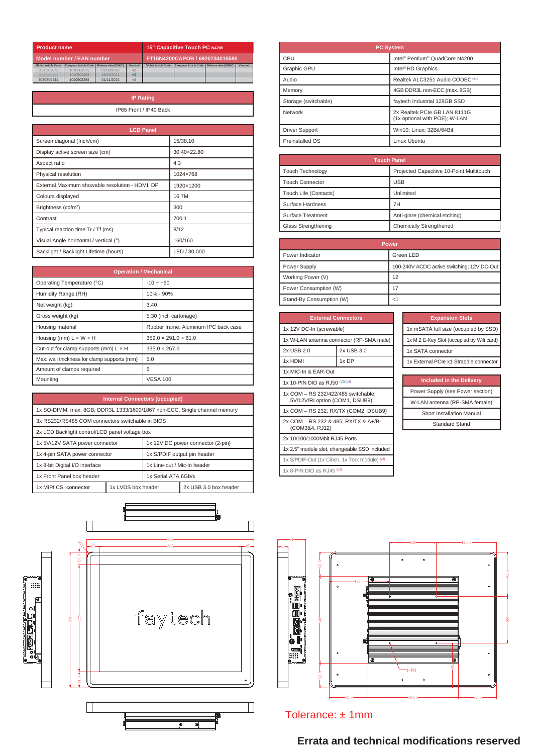| Product name | 15" Capacitive Touch PC N4200 |
|---|---|
| Model number / EAN number | FT15N4200CAPOB / 6920734015580 |

| Global Article Code | European Article Code | Release date (D/M/Y) | Version* | Global Article Code | European Article Code | Release date (D/M/Y) | Version* |
|---|---|---|---|---|---|---|---|
| 3030502073 | 1010501571 | 01/03/2019 | v2 | | | | |
| 3030506253 | 1010502103 | 18/01/2021 | v3 | | | | |
| 3030509441 | 1010502284 | 01/11/2021 | v4 | | | | |

| IP Rating |
|---|
| IP65 Front / IP40 Back |

| LCD Panel | |
|---|---|
| Screen diagonal (Inch/cm) | 15/38.10 |
| Display active screen size (cm) | 30.40×22.80 |
| Aspect ratio | 4:3 |
| Physical resolution | 1024×768 |
| External Maximum showable resolution - HDMI, DP | 1920×1200 |
| Colours displayed | 16.7M |
| Brightness (cd/m²) | 300 |
| Contrast | 700:1 |
| Typical reaction time Tr / Tf (ms) | 8/12 |
| Visual Angle horizontal / vertical (°) | 160/160 |
| Backlight / Backlight Lifetime (hours) | LED / 30,000 |

| Operation / Mechanical | |
|---|---|
| Operating Temperature (°C) | -10 ~ +60 |
| Humidity Range (RH) | 10% - 90% |
| Net weight (kg) | 3.40 |
| Gross weight (kg) | 5.30 (incl. cartonage) |
| Housing material | Rubber frame, Aluminum IPC back case |
| Housing (mm) L × W × H | 359.0 × 291.0 × 61.0 |
| Cut-out for clamp supports (mm) L × H | 335.0 × 267.0 |
| Max. wall thickness for clamp supports (mm) | 5.0 |
| Amount of clamps required | 6 |
| Mounting | VESA 100 |

| Internal Connectors (occupied) | | |
|---|---|---|
| 1x SO-DIMM, max. 8GB, DDR3L 1333/1600/1867 non-ECC, Single channel memory | | |
| 3x RS232/RS485 COM connectors switchable in BIOS | | |
| 2x LCD Backlight control/LCD panel voltage box | | |
| 1x 5V/12V SATA power connector | 1x 12V DC power connector (2-pin) | |
| 1x 4-pin SATA power connector | 1x S/PDIF output pin header | |
| 1x 8-bit Digital I/O interface | 1x Line-out / Mic-in header | |
| 1x Front Panel box header | 1x Serial ATA 6Gb/s | |
| 1x MIPI CSI connector | 1x LVDS box header | 2x USB 3.0 box header |

| PC System | |
|---|---|
| CPU | Intel® Pentium® QuadCore N4200 |
| Graphic GPU | Intel® HD Graphics |
| Audio | Realtek ALC3251 Audio CODEC (v4) |
| Memory | 4GB DDR3L non-ECC (max. 8GB) |
| Storage (switchable) | faytech Industrial 128GB SSD |
| Network | 2x Realtek PCIe GB LAN 8111G (1x optional with POE); W-LAN |
| Driver Support | Win10; Linux; 32Bit/64Bit |
| Preinstalled OS | Linux Ubuntu |

| Touch Panel | |
|---|---|
| Touch Technology | Projected Capacitive 10-Point Multitouch |
| Touch Connector | USB |
| Touch Life (Contacts) | Unlimited |
| Surface Hardness | 7H |
| Surface Treatment | Anti-glare (chemical etching) |
| Glass Strengthening | Chemically Strengthened |

| Power | |
|---|---|
| Power Indicator | Green LED |
| Power Supply | 100-240V ACDC active switching; 12V DC-Out |
| Working Power (V) | 12 |
| Power Consumption (W) | 17 |
| Stand-By Consumption (W) | <1 |

| External Connectors | |
|---|---|
| 1x 12V DC-In (screwable) | |
| 1x W-LAN antenna connector (RP-SMA male) | |
| 2x USB 2.0 | 2x USB 3.0 |
| 1x HDMI | 1x DP |
| 1x MIC-In & EAR-Out | |
| 1x 10-PIN DIO as RJ50 (v3) (v4) | |
| 1x COM – RS 232/422/485 switchable; 5V/12V/RI option (COM1, DSUB9) | |
| 1x COM – RS 232; RX/TX (COM2, DSUB9) | |
| 2x COM – RS 232 & 485; RX/TX & A+/B- (COM3&4, RJ12) | |
| 2x 10/100/1000Mbit RJ45 Ports | |
| 1x 2.5" module slot, changeable SSD included | |
| 1x S/PDIF-Out (1x Cinch, 1x Torx module) (v2) | |
| 1x 8-PIN DIO as RJ45 (v2) | |

| Expansion Slots |
|---|
| 1x mSATA full size (occupied by SSD) |
| 1x M.2 E-Key Slot (occupied by Wifi card) |
| 1x SATA connector |
| 1x External PCIe x1 Straddle connector |

| Included in the Delivery |
|---|
| Power Supply (see Power section) |
| W-LAN antenna (RP-SMA female) |
| Short Installation Manual |
| Standard Stand |

Tolerance: ± 1mm

**Errata and technical modifications reserved**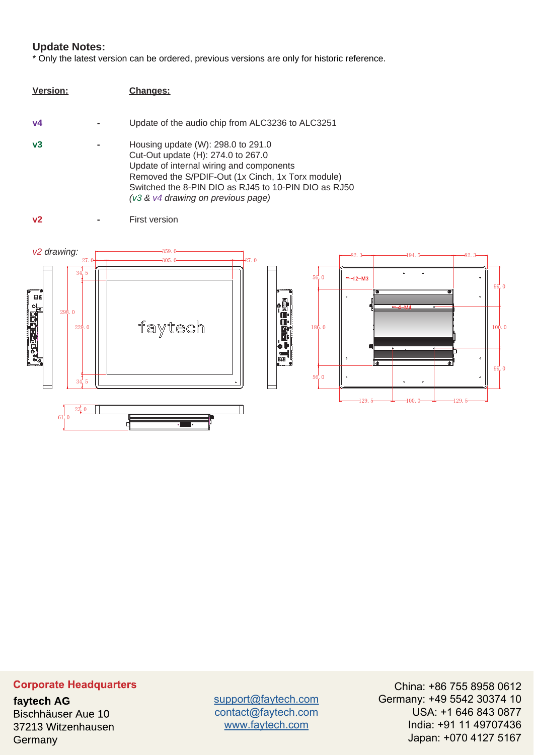## Update Notes:

* Only the latest version can be ordered, previous versions are only for historic reference.

| Version: | | Changes: |
|---|---|---|
| v4 | - | Update of the audio chip from ALC3236 to ALC3251 |
| v3 | - | Housing update (W): 298.0 to 291.0<br>Cut-Out update (H): 274.0 to 267.0<br>Update of internal wiring and components<br>Removed the S/PDIF-Out (1x Cinch, 1x Torx module)<br>Switched the 8-PIN DIO as RJ45 to 10-PIN DIO as RJ50<br>*(v3 & v4 drawing on previous page)* |
| v2 | - | First version |

*v2 drawing:*

359.0
305.0
27.0
27.0
34.5
298.0
229.0
34.5
faytech
23.0
61.0

82.3
194.5
82.3
56.0
12-M3
4-M4
186.0
56.0
99.0
100.0
99.0
129.5
100.0
129.5

**Corporate Headquarters**

**faytech AG**
Bischhäuser Aue 10
37213 Witzenhausen
Germany

support@faytech.com
contact@faytech.com
www.faytech.com

China: +86 755 8958 0612
Germany: +49 5542 30374 10
USA: +1 646 843 0877
India: +91 11 49707436
Japan: +070 4127 5167